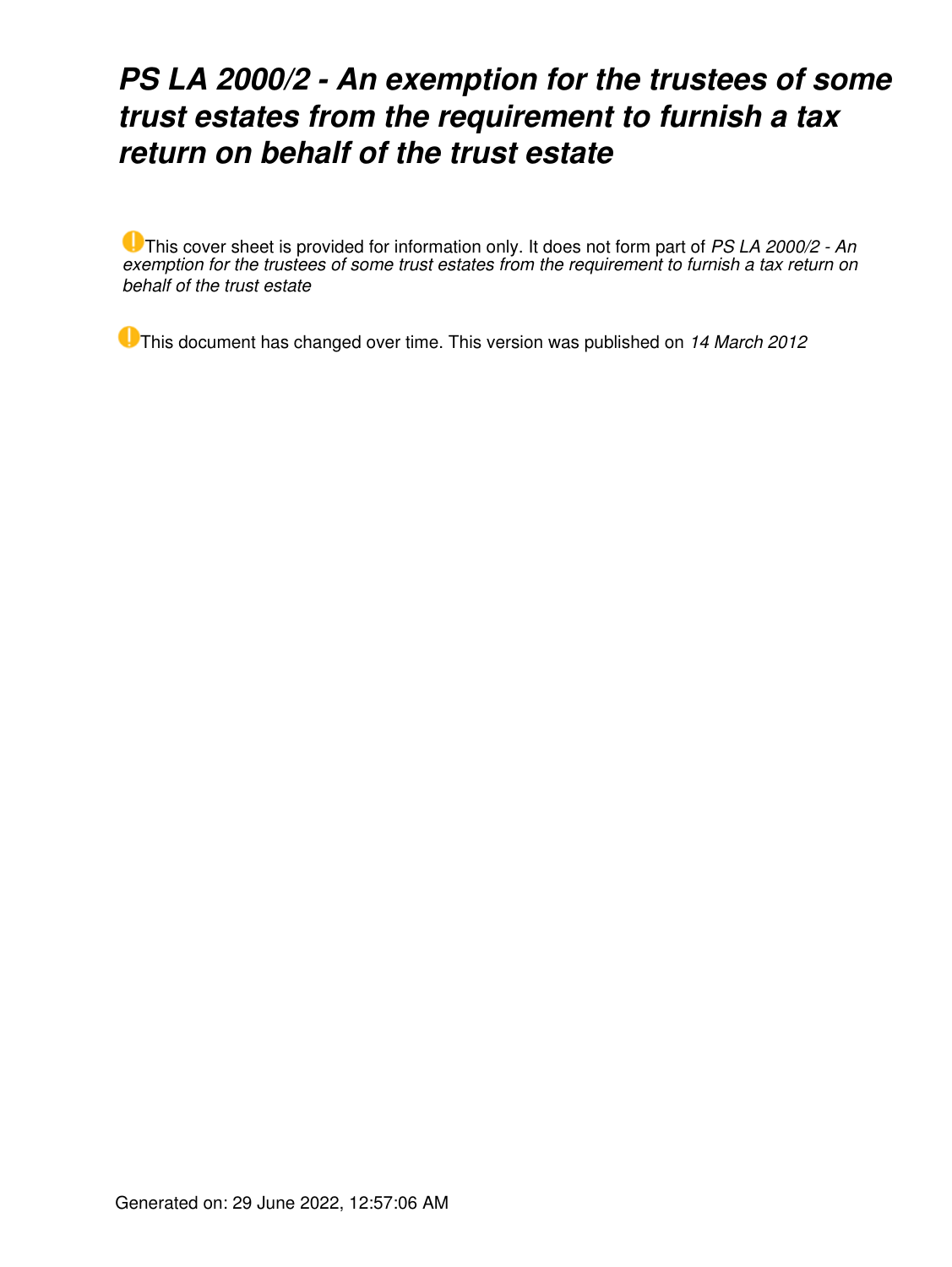# *PS LA 2000/2 - An exemption for the trustees of some trust estates from the requirement to furnish a tax return on behalf of the trust estate*

This cover sheet is provided for information only. It does not form part of *PS LA 2000/2 - An exemption for the trustees of some trust estates from the requirement to furnish a tax return on behalf of the trust estate*

This document has changed over time. This version was published on *14 March 2012*

Generated on: 29 June 2022, 12:57:06 AM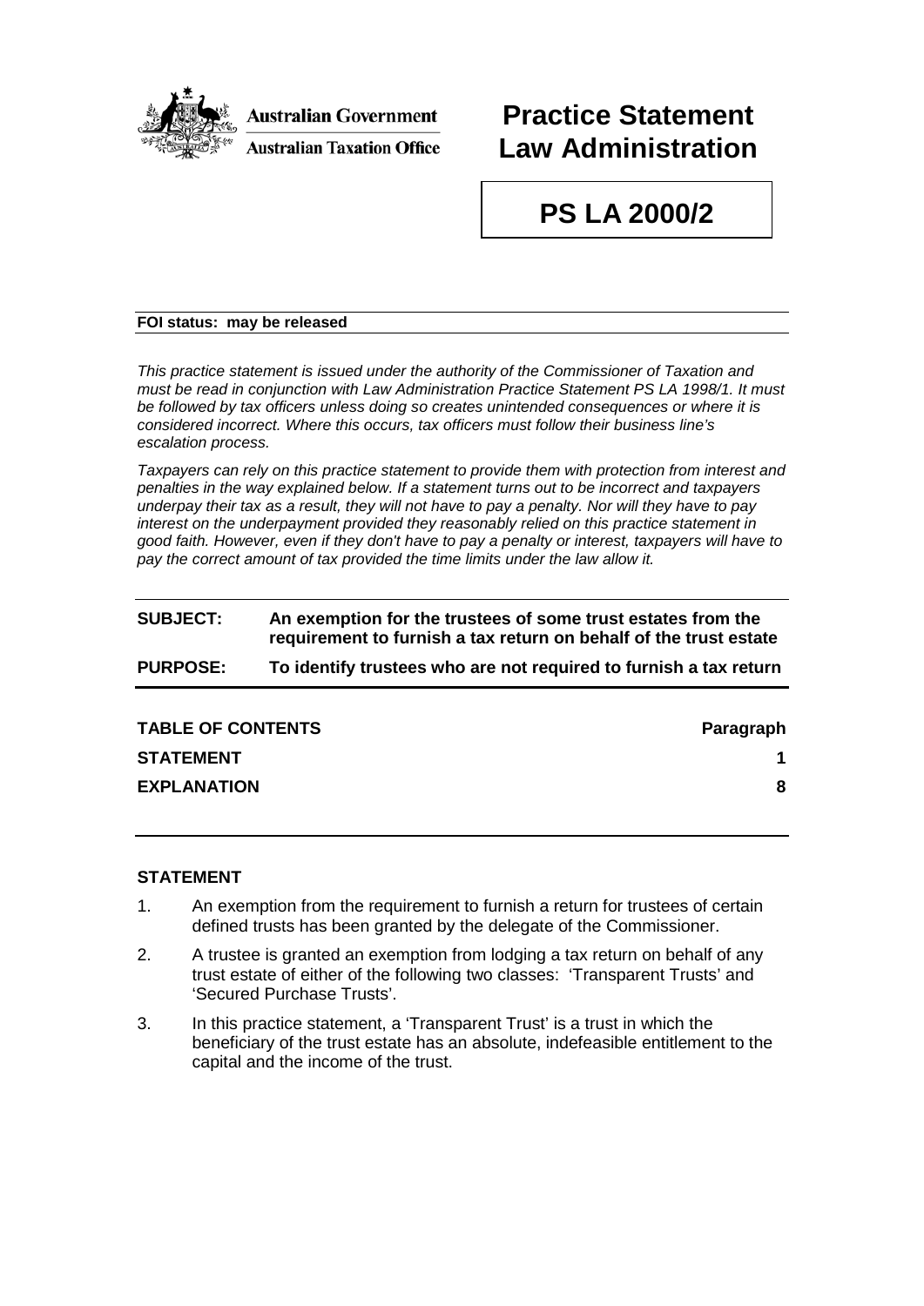Australian Government

Australian Taxation Office

# Practice Statement Law Administration

# PS LA 2000/2

**FOI status: may be released**

*This practice statement is issued under the authority of the Commissioner of Taxation and must be read in conjunction with Law Administration Practice Statement PS LA 1998/1. It must be followed by tax officers unless doing so creates unintended consequences or where it is considered incorrect. Where this occurs, tax officers must follow their business line's escalation process.*

*Taxpayers can rely on this practice statement to provide them with protection from interest and penalties in the way explained below. If a statement turns out to be incorrect and taxpayers underpay their tax as a result, they will not have to pay a penalty. Nor will they have to pay interest on the underpayment provided they reasonably relied on this practice statement in good faith. However, even if they don't have to pay a penalty or interest, taxpayers will have to pay the correct amount of tax provided the time limits under the law allow it.*

| | |
|---|---|
| **SUBJECT:** | **An exemption for the trustees of some trust estates from the requirement to furnish a tax return on behalf of the trust estate** |
| **PURPOSE:** | **To identify trustees who are not required to furnish a tax return** |

| **TABLE OF CONTENTS** | **Paragraph** |
|---|---|
| **STATEMENT** | **1** |
| **EXPLANATION** | **8** |

## STATEMENT

1. An exemption from the requirement to furnish a return for trustees of certain defined trusts has been granted by the delegate of the Commissioner.

2. A trustee is granted an exemption from lodging a tax return on behalf of any trust estate of either of the following two classes: 'Transparent Trusts' and 'Secured Purchase Trusts'.

3. In this practice statement, a 'Transparent Trust' is a trust in which the beneficiary of the trust estate has an absolute, indefeasible entitlement to the capital and the income of the trust.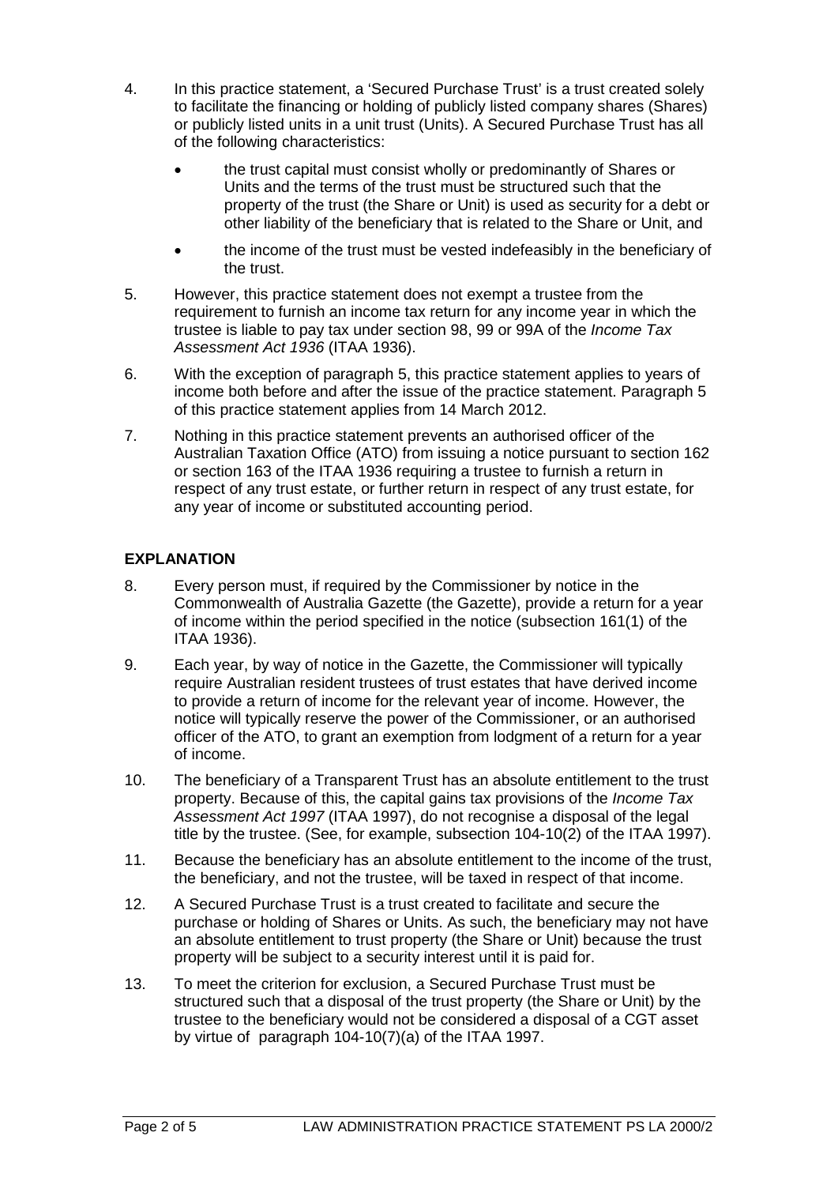4. In this practice statement, a 'Secured Purchase Trust' is a trust created solely to facilitate the financing or holding of publicly listed company shares (Shares) or publicly listed units in a unit trust (Units). A Secured Purchase Trust has all of the following characteristics:

   - the trust capital must consist wholly or predominantly of Shares or Units and the terms of the trust must be structured such that the property of the trust (the Share or Unit) is used as security for a debt or other liability of the beneficiary that is related to the Share or Unit, and
   - the income of the trust must be vested indefeasibly in the beneficiary of the trust.

5. However, this practice statement does not exempt a trustee from the requirement to furnish an income tax return for any income year in which the trustee is liable to pay tax under section 98, 99 or 99A of the *Income Tax Assessment Act 1936* (ITAA 1936).

6. With the exception of paragraph 5, this practice statement applies to years of income both before and after the issue of the practice statement. Paragraph 5 of this practice statement applies from 14 March 2012.

7. Nothing in this practice statement prevents an authorised officer of the Australian Taxation Office (ATO) from issuing a notice pursuant to section 162 or section 163 of the ITAA 1936 requiring a trustee to furnish a return in respect of any trust estate, or further return in respect of any trust estate, for any year of income or substituted accounting period.

## EXPLANATION

8. Every person must, if required by the Commissioner by notice in the Commonwealth of Australia Gazette (the Gazette), provide a return for a year of income within the period specified in the notice (subsection 161(1) of the ITAA 1936).

9. Each year, by way of notice in the Gazette, the Commissioner will typically require Australian resident trustees of trust estates that have derived income to provide a return of income for the relevant year of income. However, the notice will typically reserve the power of the Commissioner, or an authorised officer of the ATO, to grant an exemption from lodgment of a return for a year of income.

10. The beneficiary of a Transparent Trust has an absolute entitlement to the trust property. Because of this, the capital gains tax provisions of the *Income Tax Assessment Act 1997* (ITAA 1997), do not recognise a disposal of the legal title by the trustee. (See, for example, subsection 104-10(2) of the ITAA 1997).

11. Because the beneficiary has an absolute entitlement to the income of the trust, the beneficiary, and not the trustee, will be taxed in respect of that income.

12. A Secured Purchase Trust is a trust created to facilitate and secure the purchase or holding of Shares or Units. As such, the beneficiary may not have an absolute entitlement to trust property (the Share or Unit) because the trust property will be subject to a security interest until it is paid for.

13. To meet the criterion for exclusion, a Secured Purchase Trust must be structured such that a disposal of the trust property (the Share or Unit) by the trustee to the beneficiary would not be considered a disposal of a CGT asset by virtue of paragraph 104-10(7)(a) of the ITAA 1997.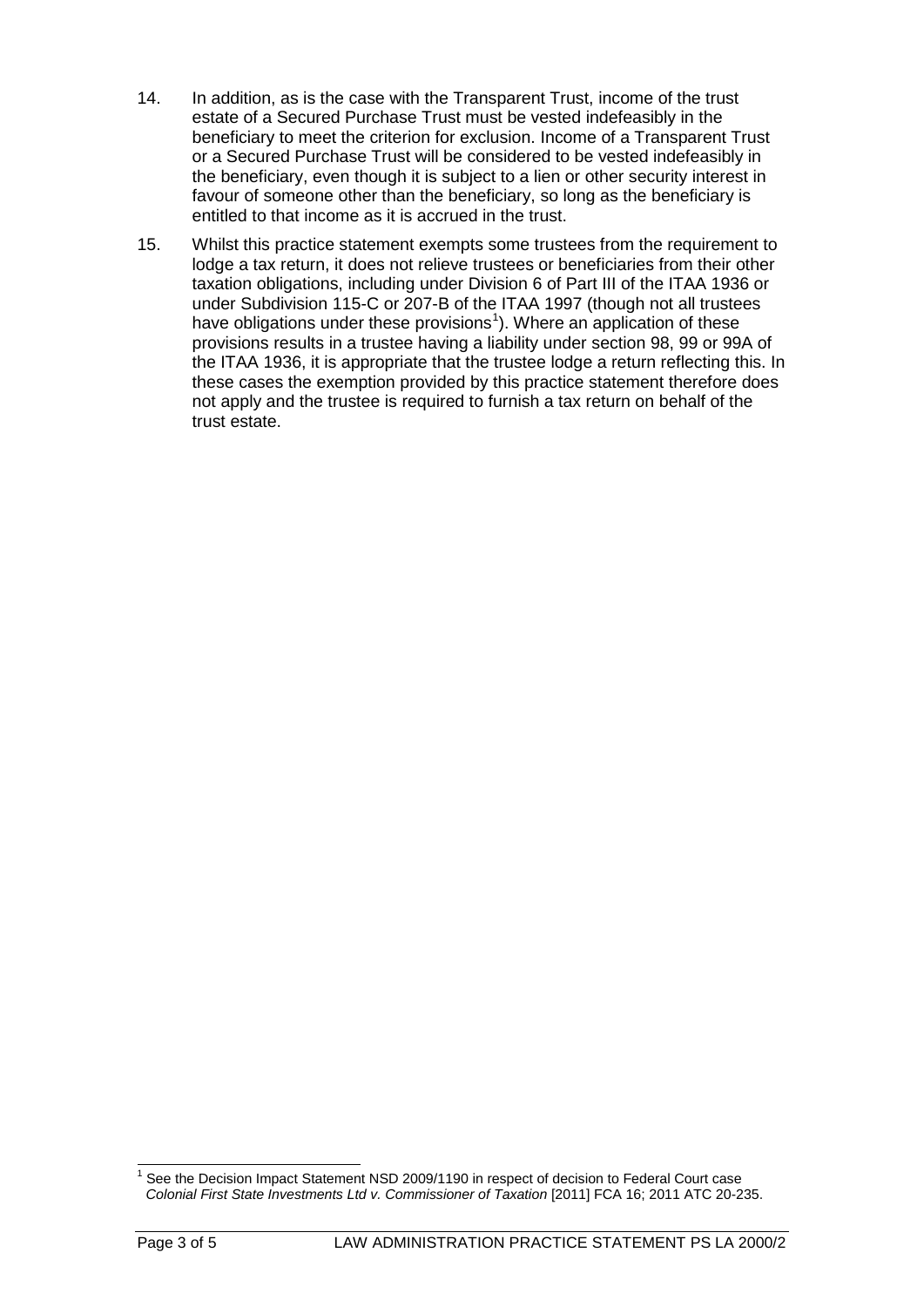14. In addition, as is the case with the Transparent Trust, income of the trust estate of a Secured Purchase Trust must be vested indefeasibly in the beneficiary to meet the criterion for exclusion. Income of a Transparent Trust or a Secured Purchase Trust will be considered to be vested indefeasibly in the beneficiary, even though it is subject to a lien or other security interest in favour of someone other than the beneficiary, so long as the beneficiary is entitled to that income as it is accrued in the trust.

15. Whilst this practice statement exempts some trustees from the requirement to lodge a tax return, it does not relieve trustees or beneficiaries from their other taxation obligations, including under Division 6 of Part III of the ITAA 1936 or under Subdivision 115-C or 207-B of the ITAA 1997 (though not all trustees have obligations under these provisions[1]). Where an application of these provisions results in a trustee having a liability under section 98, 99 or 99A of the ITAA 1936, it is appropriate that the trustee lodge a return reflecting this. In these cases the exemption provided by this practice statement therefore does not apply and the trustee is required to furnish a tax return on behalf of the trust estate.

---

[1] See the Decision Impact Statement NSD 2009/1190 in respect of decision to Federal Court case *Colonial First State Investments Ltd v. Commissioner of Taxation* [2011] FCA 16; 2011 ATC 20-235.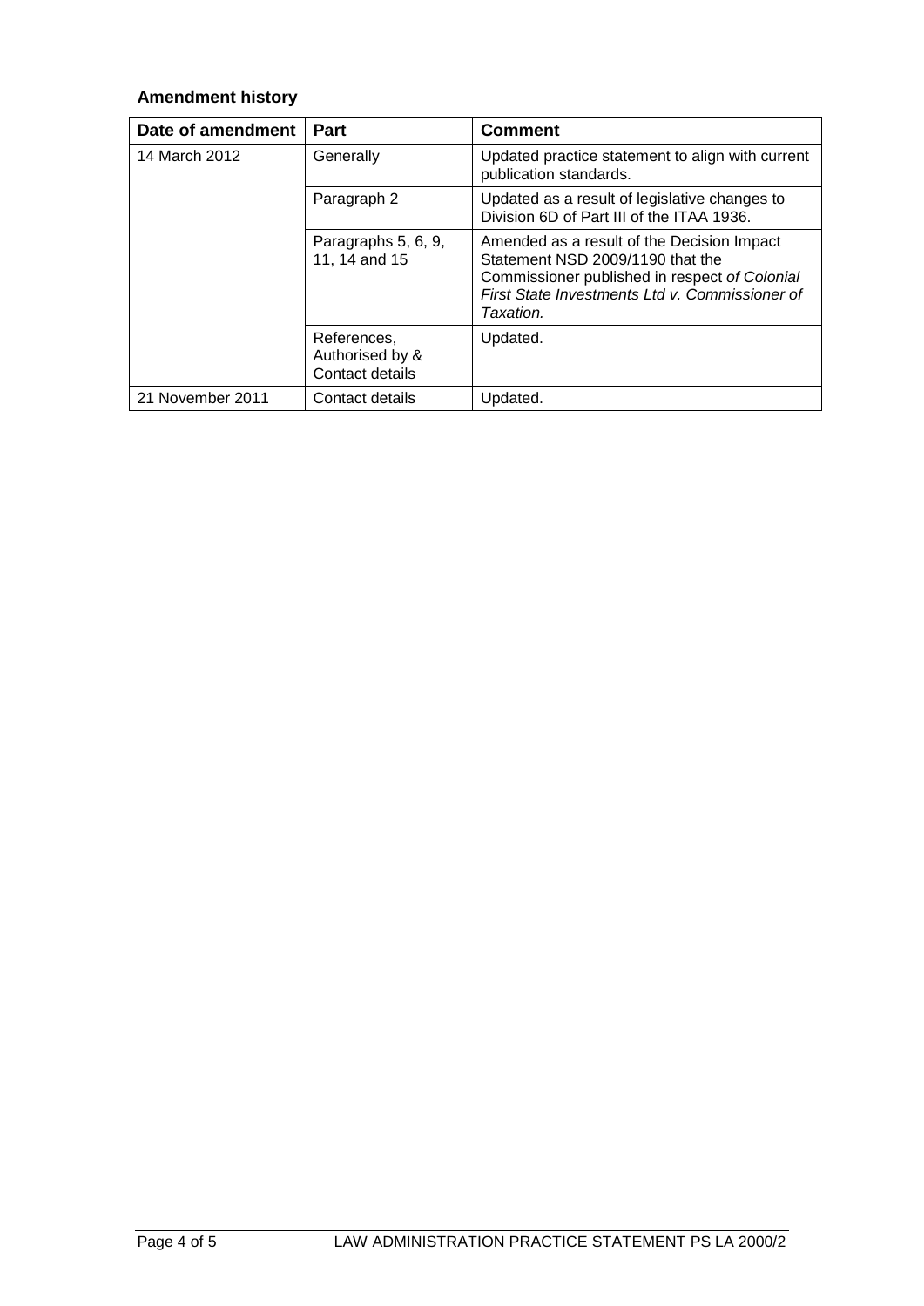**Amendment history**

| Date of amendment | Part | Comment |
|---|---|---|
| 14 March 2012 | Generally | Updated practice statement to align with current publication standards. |
| | Paragraph 2 | Updated as a result of legislative changes to Division 6D of Part III of the ITAA 1936. |
| | Paragraphs 5, 6, 9, 11, 14 and 15 | Amended as a result of the Decision Impact Statement NSD 2009/1190 that the Commissioner published in respect *of Colonial First State Investments Ltd v. Commissioner of Taxation.* |
| | References, Authorised by & Contact details | Updated. |
| 21 November 2011 | Contact details | Updated. |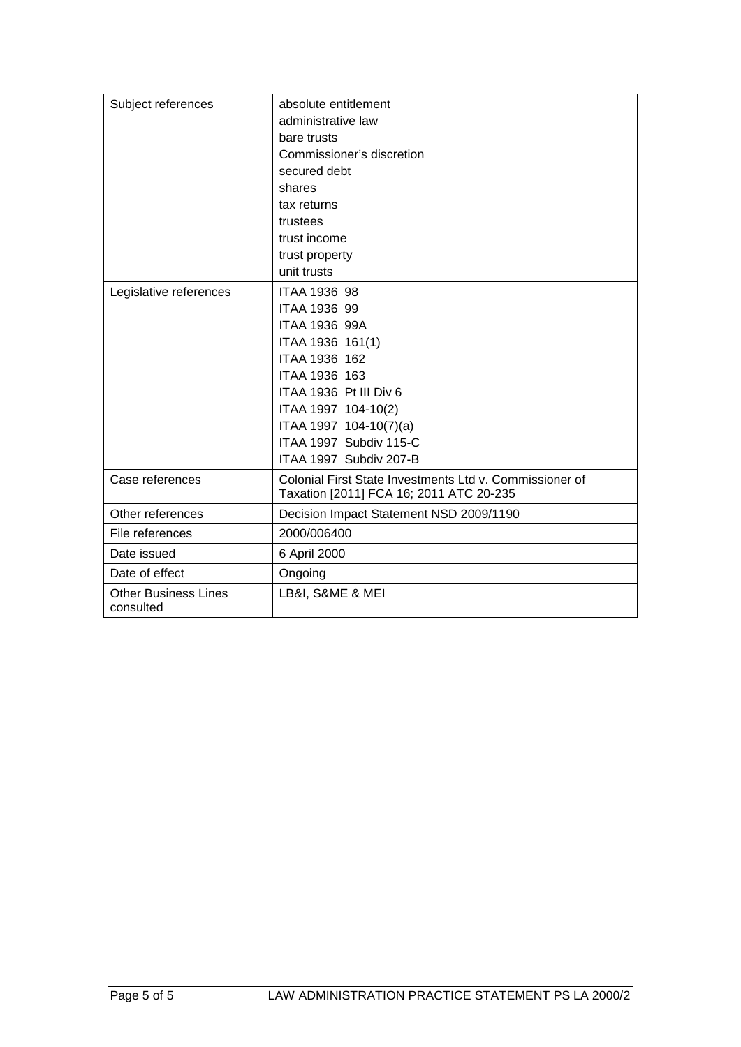| | |
|---|---|
| Subject references | absolute entitlement<br>administrative law<br>bare trusts<br>Commissioner's discretion<br>secured debt<br>shares<br>tax returns<br>trustees<br>trust income<br>trust property<br>unit trusts |
| Legislative references | ITAA 1936 98<br>ITAA 1936 99<br>ITAA 1936 99A<br>ITAA 1936 161(1)<br>ITAA 1936 162<br>ITAA 1936 163<br>ITAA 1936 Pt III Div 6<br>ITAA 1997 104-10(2)<br>ITAA 1997 104-10(7)(a)<br>ITAA 1997 Subdiv 115-C<br>ITAA 1997 Subdiv 207-B |
| Case references | Colonial First State Investments Ltd v. Commissioner of Taxation [2011] FCA 16; 2011 ATC 20-235 |
| Other references | Decision Impact Statement NSD 2009/1190 |
| File references | 2000/006400 |
| Date issued | 6 April 2000 |
| Date of effect | Ongoing |
| Other Business Lines consulted | LB&I, S&ME & MEI |